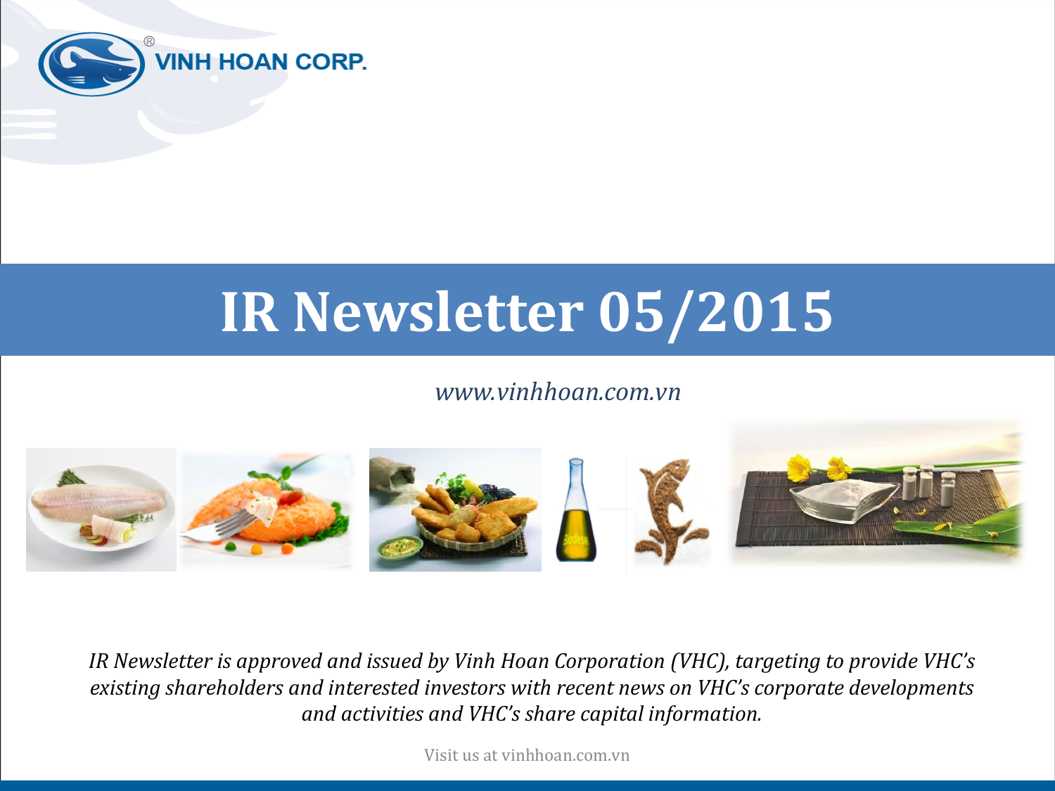VINH HOAN CORP.

# IR Newsletter 05/2015

*www.vinhhoan.com.vn*

*IR Newsletter is approved and issued by Vinh Hoan Corporation (VHC), targeting to provide VHC's existing shareholders and interested investors with recent news on VHC's corporate developments and activities and VHC's share capital information.*

Visit us at vinhhoan.com.vn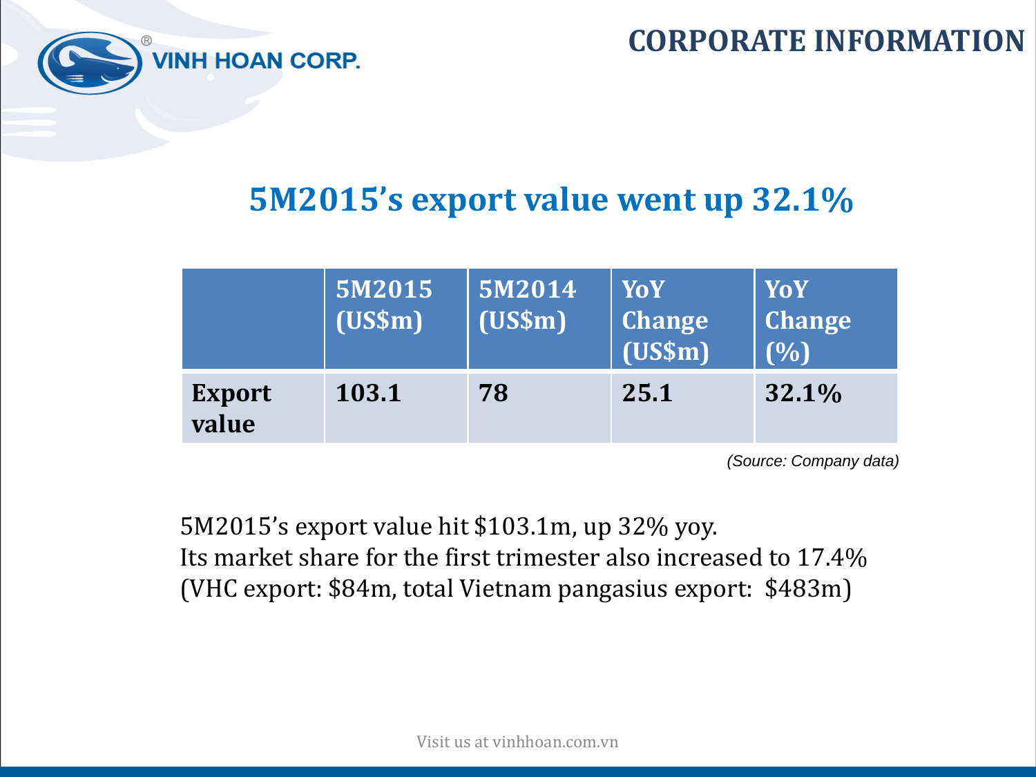# 5M2015's export value went up 32.1%

| | 5M2015 (US$m) | 5M2014 (US$m) | YoY Change (US$m) | YoY Change (%) |
|---|---|---|---|---|
| **Export value** | **103.1** | **78** | **25.1** | **32.1%** |

*(Source: Company data)*

5M2015's export value hit $103.1m, up 32% yoy.
Its market share for the first trimester also increased to 17.4% (VHC export: $84m, total Vietnam pangasius export: $483m)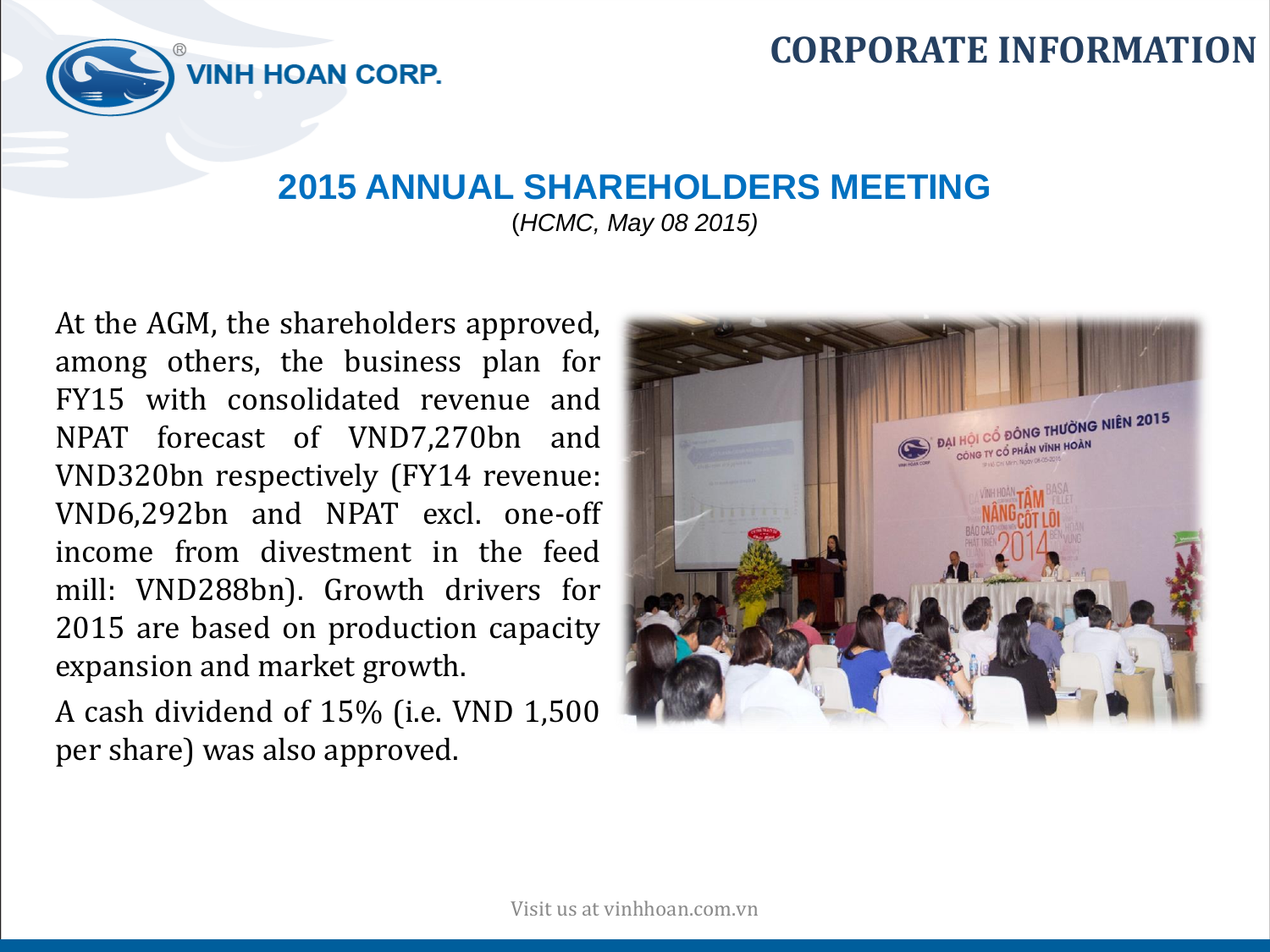# CORPORATE INFORMATION

## 2015 ANNUAL SHAREHOLDERS MEETING

*(HCMC, May 08 2015)*

At the AGM, the shareholders approved, among others, the business plan for FY15 with consolidated revenue and NPAT forecast of VND7,270bn and VND320bn respectively (FY14 revenue: VND6,292bn and NPAT excl. one-off income from divestment in the feed mill: VND288bn). Growth drivers for 2015 are based on production capacity expansion and market growth.

A cash dividend of 15% (i.e. VND 1,500 per share) was also approved.

Visit us at vinhhoan.com.vn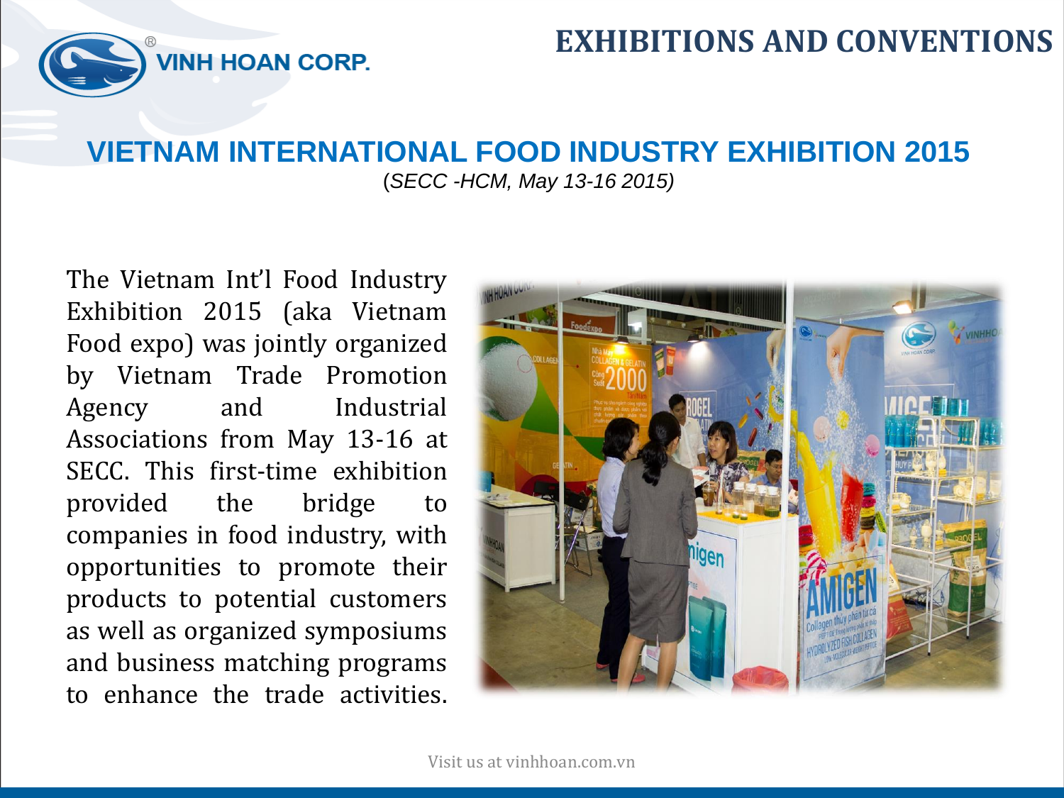# EXHIBITIONS AND CONVENTIONS

## VIETNAM INTERNATIONAL FOOD INDUSTRY EXHIBITION 2015

(*SECC -HCM, May 13-16 2015)*

The Vietnam Int'l Food Industry Exhibition 2015 (aka Vietnam Food expo) was jointly organized by Vietnam Trade Promotion Agency and Industrial Associations from May 13-16 at SECC. This first-time exhibition provided the bridge to companies in food industry, with opportunities to promote their products to potential customers as well as organized symposiums and business matching programs to enhance the trade activities.

Visit us at vinhhoan.com.vn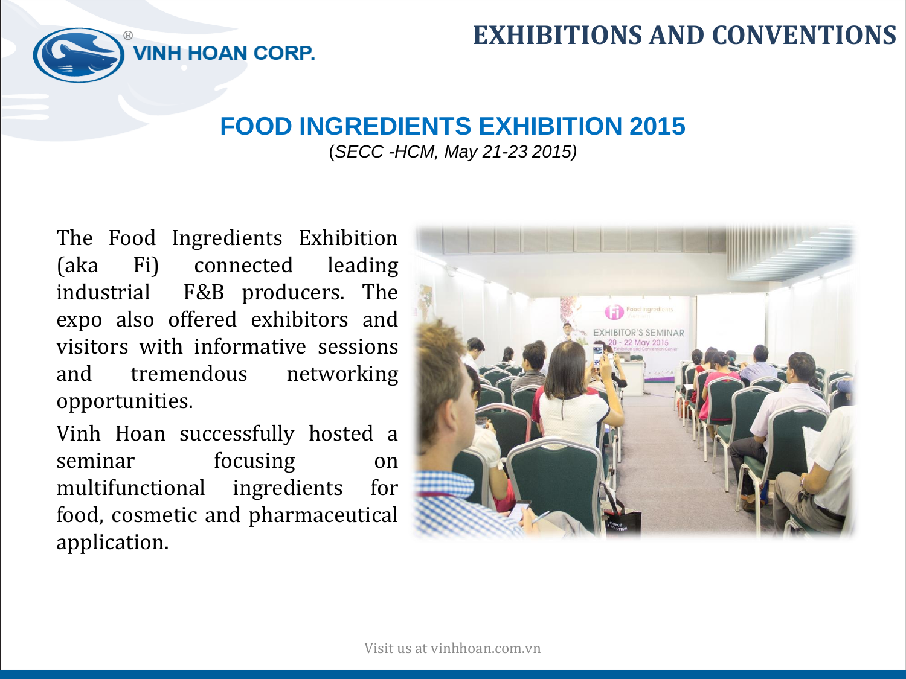# EXHIBITIONS AND CONVENTIONS

## FOOD INGREDIENTS EXHIBITION 2015

*(SECC -HCM, May 21-23 2015)*

The Food Ingredients Exhibition (aka Fi) connected leading industrial F&B producers. The expo also offered exhibitors and visitors with informative sessions and tremendous networking opportunities.

Vinh Hoan successfully hosted a seminar focusing on multifunctional ingredients for food, cosmetic and pharmaceutical application.

Visit us at vinhhoan.com.vn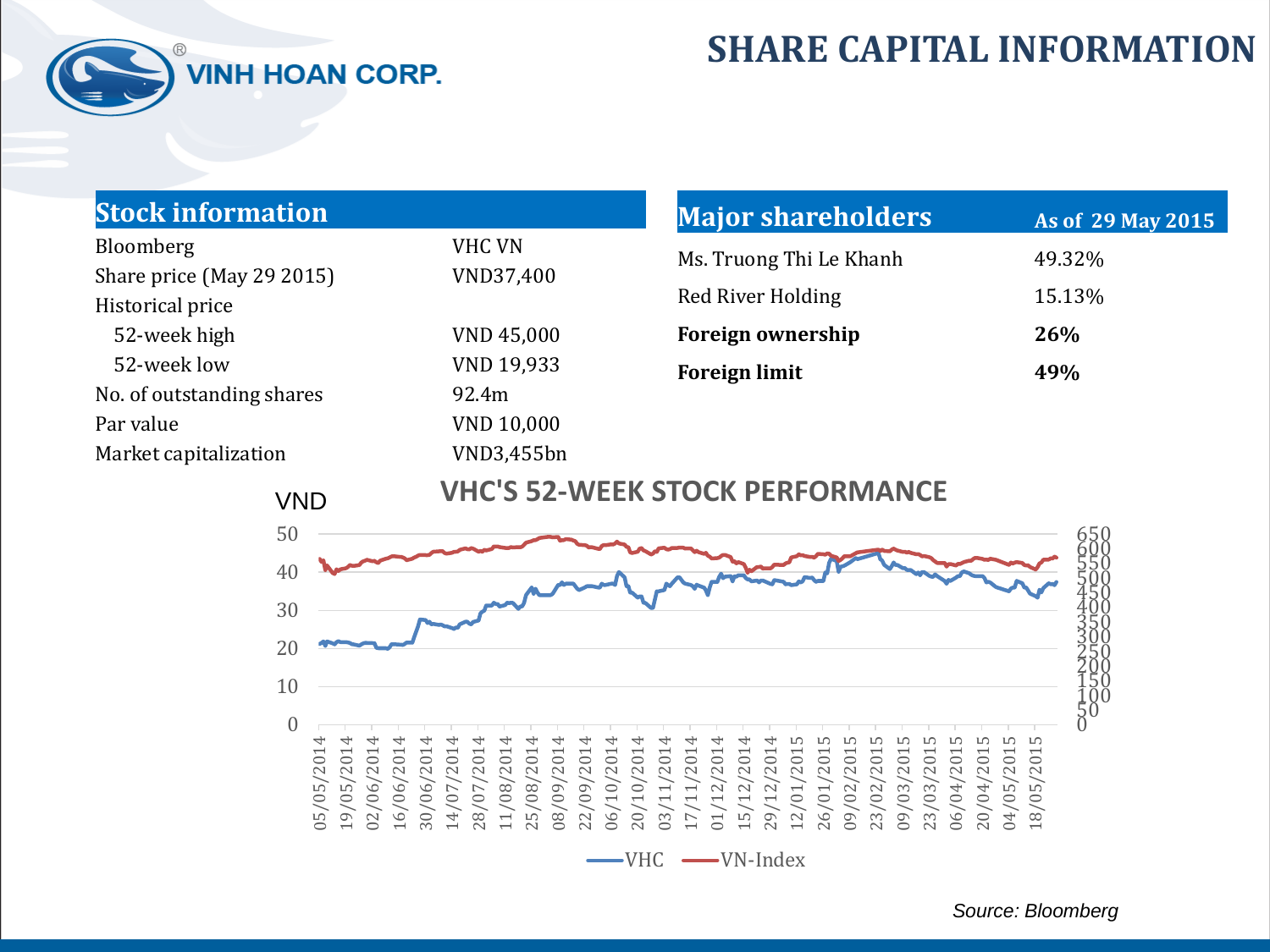# SHARE CAPITAL INFORMATION

## Stock information

| | |
|---|---|
| Bloomberg | VHC VN |
| Share price (May 29 2015) | VND37,400 |
| Historical price | |
| 52-week high | VND 45,000 |
| 52-week low | VND 19,933 |
| No. of outstanding shares | 92.4m |
| Par value | VND 10,000 |
| Market capitalization | VND3,455bn |

## Major shareholders

As of 29 May 2015

| | |
|---|---|
| Ms. Truong Thi Le Khanh | 49.32% |
| Red River Holding | 15.13% |
| **Foreign ownership** | **26%** |
| **Foreign limit** | **49%** |

VHC'S 52-WEEK STOCK PERFORMANCE

Source: Bloomberg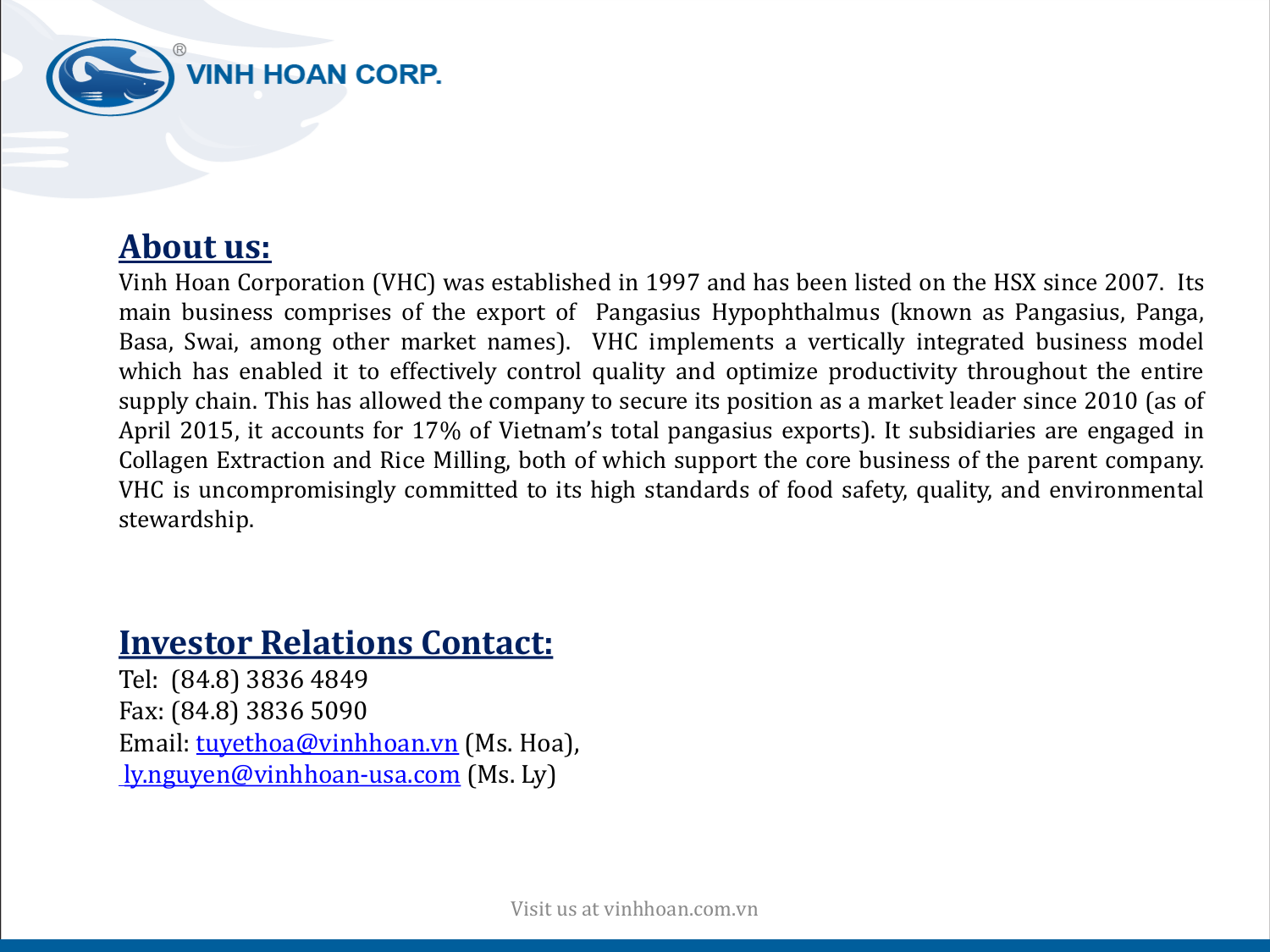VINH HOAN CORP.

## About us:

Vinh Hoan Corporation (VHC) was established in 1997 and has been listed on the HSX since 2007. Its main business comprises of the export of Pangasius Hypophthalmus (known as Pangasius, Panga, Basa, Swai, among other market names). VHC implements a vertically integrated business model which has enabled it to effectively control quality and optimize productivity throughout the entire supply chain. This has allowed the company to secure its position as a market leader since 2010 (as of April 2015, it accounts for 17% of Vietnam's total pangasius exports). It subsidiaries are engaged in Collagen Extraction and Rice Milling, both of which support the core business of the parent company. VHC is uncompromisingly committed to its high standards of food safety, quality, and environmental stewardship.

## Investor Relations Contact:

Tel: (84.8) 3836 4849
Fax: (84.8) 3836 5090
Email: tuyethoa@vinhhoan.vn (Ms. Hoa),
ly.nguyen@vinhhoan-usa.com (Ms. Ly)

Visit us at vinhhoan.com.vn